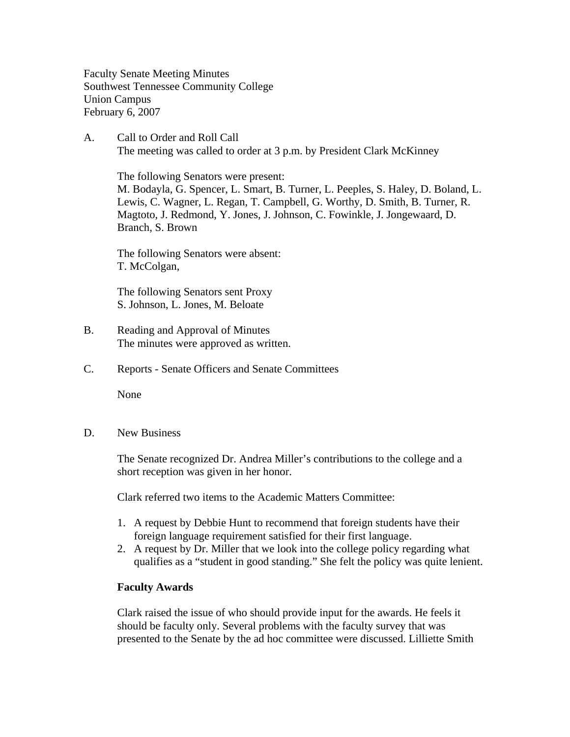Faculty Senate Meeting Minutes
Southwest Tennessee Community College
Union Campus
February 6, 2007

A. Call to Order and Roll Call

The meeting was called to order at 3 p.m. by President Clark McKinney

The following Senators were present:
M. Bodayla, G. Spencer, L. Smart, B. Turner, L. Peeples, S. Haley, D. Boland, L. Lewis, C. Wagner, L. Regan, T. Campbell, G. Worthy, D. Smith, B. Turner, R. Magtoto, J. Redmond, Y. Jones, J. Johnson, C. Fowinkle, J. Jongewaard, D. Branch, S. Brown

The following Senators were absent:
T. McColgan,

The following Senators sent Proxy
S. Johnson, L. Jones, M. Beloate

B. Reading and Approval of Minutes

The minutes were approved as written.

C. Reports - Senate Officers and Senate Committees

None

D. New Business

The Senate recognized Dr. Andrea Miller's contributions to the college and a short reception was given in her honor.

Clark referred two items to the Academic Matters Committee:

1. A request by Debbie Hunt to recommend that foreign students have their foreign language requirement satisfied for their first language.
2. A request by Dr. Miller that we look into the college policy regarding what qualifies as a "student in good standing." She felt the policy was quite lenient.

**Faculty Awards**

Clark raised the issue of who should provide input for the awards. He feels it should be faculty only. Several problems with the faculty survey that was presented to the Senate by the ad hoc committee were discussed. Lilliette Smith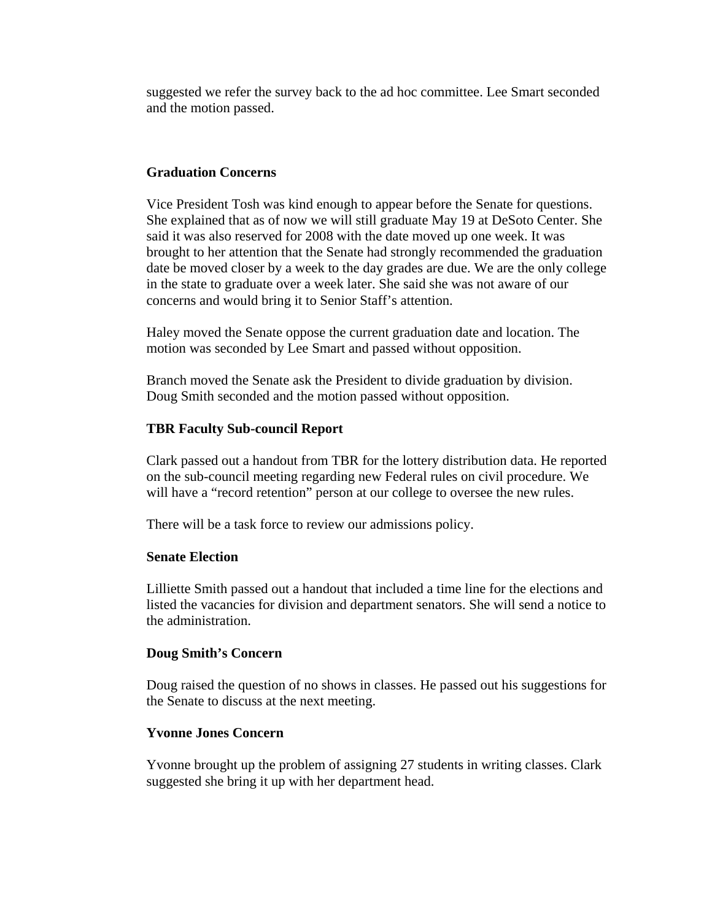suggested we refer the survey back to the ad hoc committee. Lee Smart seconded and the motion passed.

**Graduation Concerns**

Vice President Tosh was kind enough to appear before the Senate for questions. She explained that as of now we will still graduate May 19 at DeSoto Center. She said it was also reserved for 2008 with the date moved up one week. It was brought to her attention that the Senate had strongly recommended the graduation date be moved closer by a week to the day grades are due. We are the only college in the state to graduate over a week later. She said she was not aware of our concerns and would bring it to Senior Staff's attention.

Haley moved the Senate oppose the current graduation date and location. The motion was seconded by Lee Smart and passed without opposition.

Branch moved the Senate ask the President to divide graduation by division. Doug Smith seconded and the motion passed without opposition.

**TBR Faculty Sub-council Report**

Clark passed out a handout from TBR for the lottery distribution data. He reported on the sub-council meeting regarding new Federal rules on civil procedure. We will have a "record retention" person at our college to oversee the new rules.

There will be a task force to review our admissions policy.

**Senate Election**

Lilliette Smith passed out a handout that included a time line for the elections and listed the vacancies for division and department senators. She will send a notice to the administration.

**Doug Smith's Concern**

Doug raised the question of no shows in classes. He passed out his suggestions for the Senate to discuss at the next meeting.

**Yvonne Jones Concern**

Yvonne brought up the problem of assigning 27 students in writing classes. Clark suggested she bring it up with her department head.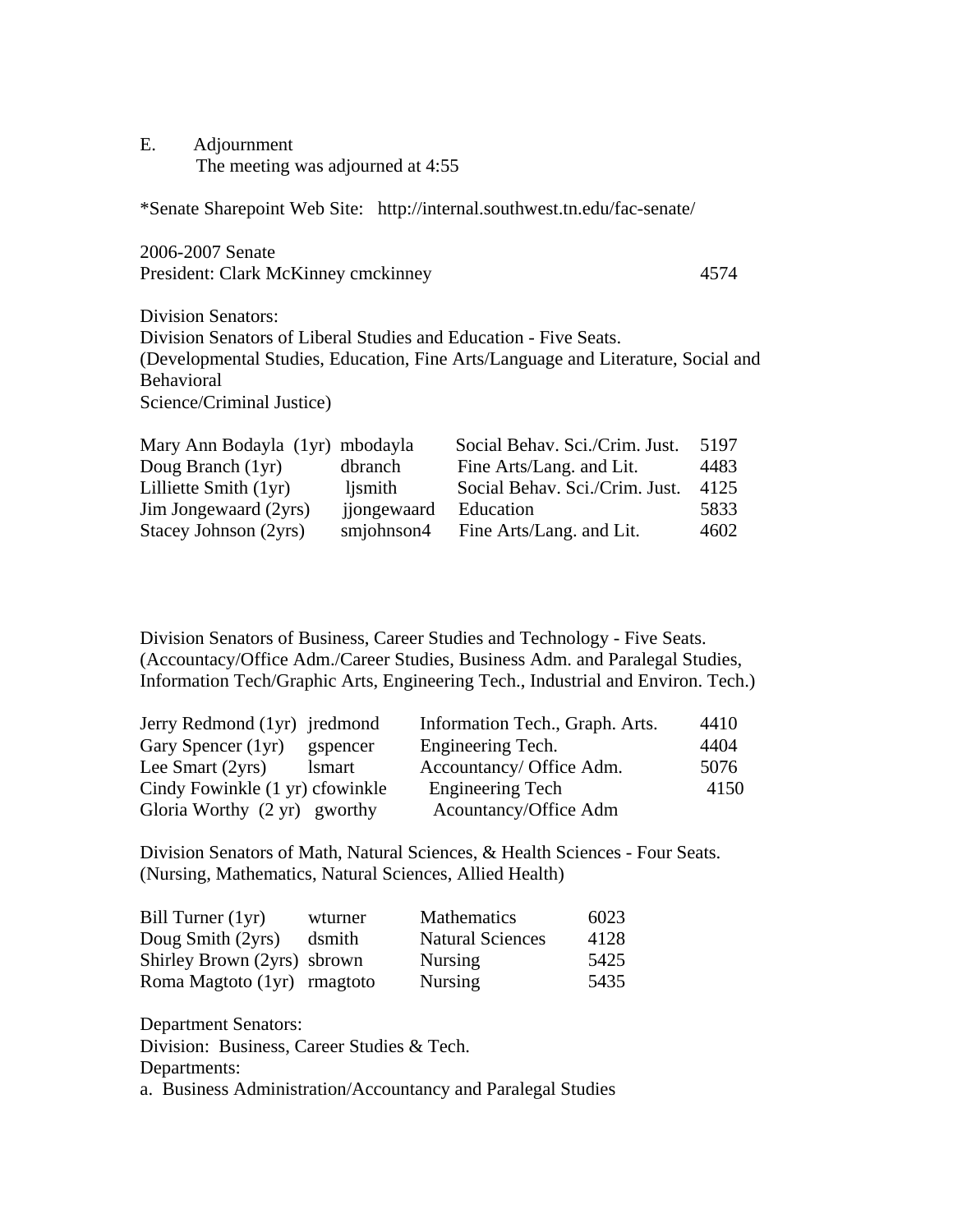E. Adjournment
The meeting was adjourned at 4:55

*Senate Sharepoint Web Site: http://internal.southwest.tn.edu/fac-senate/

2006-2007 Senate
President: Clark McKinney cmckinney 4574

Division Senators:
Division Senators of Liberal Studies and Education - Five Seats.
(Developmental Studies, Education, Fine Arts/Language and Literature, Social and Behavioral
Science/Criminal Justice)

| | | | |
|---|---|---|---|
| Mary Ann Bodayla (1yr) | mbodayla | Social Behav. Sci./Crim. Just. | 5197 |
| Doug Branch (1yr) | dbranch | Fine Arts/Lang. and Lit. | 4483 |
| Lilliette Smith (1yr) | ljsmith | Social Behav. Sci./Crim. Just. | 4125 |
| Jim Jongewaard (2yrs) | jjongewaard | Education | 5833 |
| Stacey Johnson (2yrs) | smjohnson4 | Fine Arts/Lang. and Lit. | 4602 |

Division Senators of Business, Career Studies and Technology - Five Seats.
(Accountacy/Office Adm./Career Studies, Business Adm. and Paralegal Studies, Information Tech/Graphic Arts, Engineering Tech., Industrial and Environ. Tech.)

| | | | |
|---|---|---|---|
| Jerry Redmond (1yr) | jredmond | Information Tech., Graph. Arts. | 4410 |
| Gary Spencer (1yr) | gspencer | Engineering Tech. | 4404 |
| Lee Smart (2yrs) | lsmart | Accountancy/ Office Adm. | 5076 |
| Cindy Fowinkle (1 yr) | cfowinkle | Engineering Tech | 4150 |
| Gloria Worthy (2 yr) | gworthy | Acountancy/Office Adm | |

Division Senators of Math, Natural Sciences, & Health Sciences - Four Seats.
(Nursing, Mathematics, Natural Sciences, Allied Health)

| | | | |
|---|---|---|---|
| Bill Turner (1yr) | wturner | Mathematics | 6023 |
| Doug Smith (2yrs) | dsmith | Natural Sciences | 4128 |
| Shirley Brown (2yrs) | sbrown | Nursing | 5425 |
| Roma Magtoto (1yr) | rmagtoto | Nursing | 5435 |

Department Senators:
Division: Business, Career Studies & Tech.
Departments:
a. Business Administration/Accountancy and Paralegal Studies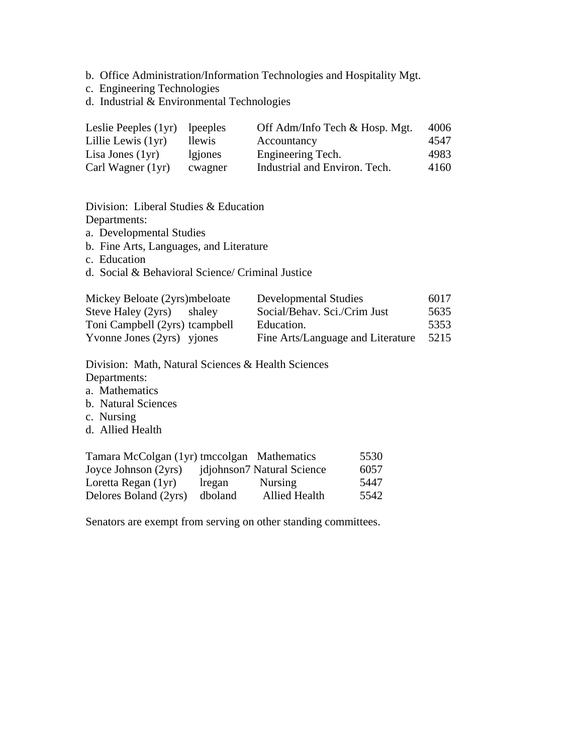b. Office Administration/Information Technologies and Hospitality Mgt.
c. Engineering Technologies
d. Industrial & Environmental Technologies

| | | | |
|---|---|---|---|
| Leslie Peeples (1yr) | lpeeples | Off Adm/Info Tech & Hosp. Mgt. | 4006 |
| Lillie Lewis (1yr) | llewis | Accountancy | 4547 |
| Lisa Jones (1yr) | lgjones | Engineering Tech. | 4983 |
| Carl Wagner (1yr) | cwagner | Industrial and Environ. Tech. | 4160 |

Division: Liberal Studies & Education
Departments:
a. Developmental Studies
b. Fine Arts, Languages, and Literature
c. Education
d. Social & Behavioral Science/ Criminal Justice

| | | | |
|---|---|---|---|
| Mickey Beloate (2yrs) | mbeloate | Developmental Studies | 6017 |
| Steve Haley (2yrs) | shaley | Social/Behav. Sci./Crim Just | 5635 |
| Toni Campbell (2yrs) | tcampbell | Education. | 5353 |
| Yvonne Jones (2yrs) | yjones | Fine Arts/Language and Literature | 5215 |

Division: Math, Natural Sciences & Health Sciences
Departments:
a. Mathematics
b. Natural Sciences
c. Nursing
d. Allied Health

| | | | |
|---|---|---|---|
| Tamara McColgan (1yr) | tmccolgan | Mathematics | 5530 |
| Joyce Johnson (2yrs) | jdjohnson7 | Natural Science | 6057 |
| Loretta Regan (1yr) | lregan | Nursing | 5447 |
| Delores Boland (2yrs) | dboland | Allied Health | 5542 |

Senators are exempt from serving on other standing committees.